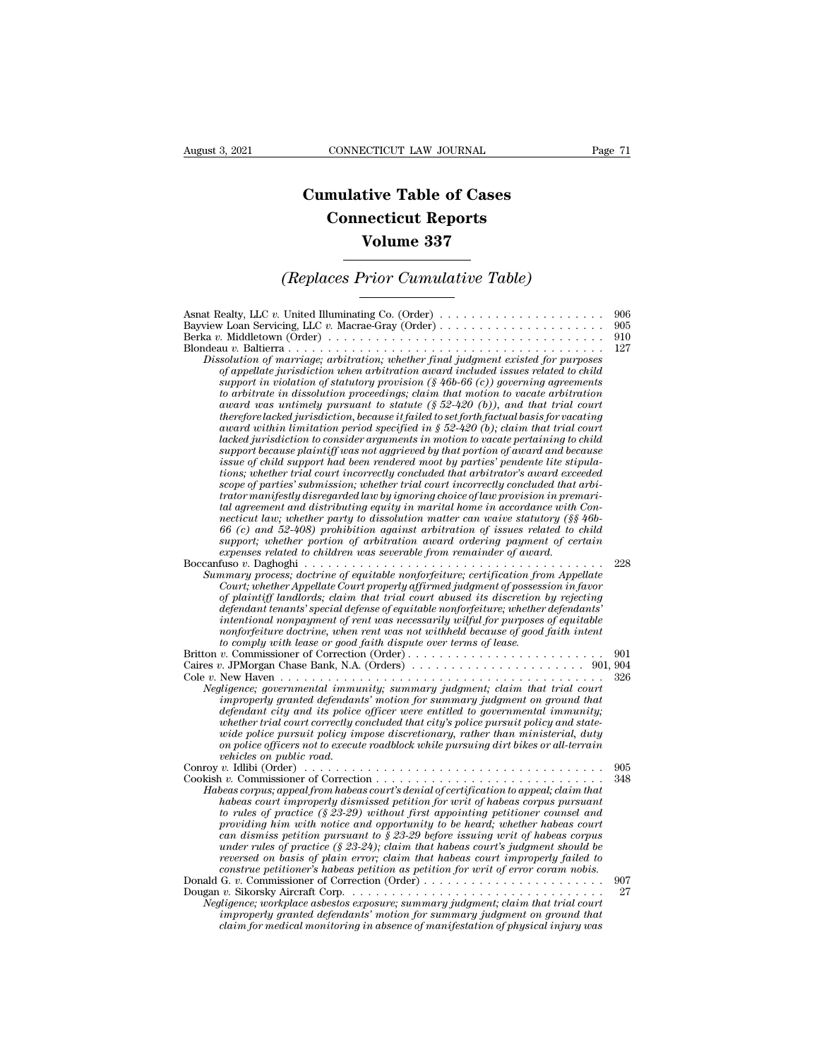# Cumulative Table of Cases
# Connecticut Reports
# Volume 337

## *(Replaces Prior Cumulative Table)*

Asnat Realty, LLC *v.* United Illuminating Co. (Order) . . . . . . . . . . . . . . . . . . . . . 906

Bayview Loan Servicing, LLC *v.* Macrae-Gray (Order) . . . . . . . . . . . . . . . . . . . . . 905

Berka *v.* Middletown (Order) . . . . . . . . . . . . . . . . . . . . . . . . . . . . . . . . . . . 910

Blondeau *v.* Baltierra . . . . . . . . . . . . . . . . . . . . . . . . . . . . . . . . . . . . . . . 127

*Dissolution of marriage; arbitration; whether final judgment existed for purposes of appellate jurisdiction when arbitration award included issues related to child support in violation of statutory provision (§ 46b-66 (c)) governing agreements to arbitrate in dissolution proceedings; claim that motion to vacate arbitration award was untimely pursuant to statute (§ 52-420 (b)), and that trial court therefore lacked jurisdiction, because it failed to set forth factual basis for vacating award within limitation period specified in § 52-420 (b); claim that trial court lacked jurisdiction to consider arguments in motion to vacate pertaining to child support because plaintiff was not aggrieved by that portion of award and because issue of child support had been rendered moot by parties' pendente lite stipulations; whether trial court incorrectly concluded that arbitrator's award exceeded scope of parties' submission; whether trial court incorrectly concluded that arbitrator manifestly disregarded law by ignoring choice of law provision in premarital agreement and distributing equity in marital home in accordance with Connecticut law; whether party to dissolution matter can waive statutory (§§ 46b-66 (c) and 52-408) prohibition against arbitration of issues related to child support; whether portion of arbitration award ordering payment of certain expenses related to children was severable from remainder of award.*

Boccanfuso *v.* Daghoghi . . . . . . . . . . . . . . . . . . . . . . . . . . . . . . . . . . . . . . 228

*Summary process; doctrine of equitable nonforfeiture; certification from Appellate Court; whether Appellate Court properly affirmed judgment of possession in favor of plaintiff landlords; claim that trial court abused its discretion by rejecting defendant tenants' special defense of equitable nonforfeiture; whether defendants' intentional nonpayment of rent was necessarily wilful for purposes of equitable nonforfeiture doctrine, when rent was not withheld because of good faith intent to comply with lease or good faith dispute over terms of lease.*

Britton *v.* Commissioner of Correction (Order) . . . . . . . . . . . . . . . . . . . . . . . . . 901

Caires *v.* JPMorgan Chase Bank, N.A. (Orders) . . . . . . . . . . . . . . . . . . . . . . 901, 904

Cole *v.* New Haven . . . . . . . . . . . . . . . . . . . . . . . . . . . . . . . . . . . . . . . . . 326

*Negligence; governmental immunity; summary judgment; claim that trial court improperly granted defendants' motion for summary judgment on ground that defendant city and its police officer were entitled to governmental immunity; whether trial court correctly concluded that city's police pursuit policy and statewide police pursuit policy impose discretionary, rather than ministerial, duty on police officers not to execute roadblock while pursuing dirt bikes or all-terrain vehicles on public road.*

Conroy *v.* Idlibi (Order) . . . . . . . . . . . . . . . . . . . . . . . . . . . . . . . . . . . . . . 905

Cookish *v.* Commissioner of Correction . . . . . . . . . . . . . . . . . . . . . . . . . . . . . . 348

*Habeas corpus; appeal from habeas court's denial of certification to appeal; claim that habeas court improperly dismissed petition for writ of habeas corpus pursuant to rules of practice (§ 23-29) without first appointing petitioner counsel and providing him with notice and opportunity to be heard; whether habeas court can dismiss petition pursuant to § 23-29 before issuing writ of habeas corpus under rules of practice (§ 23-24); claim that habeas court's judgment should be reversed on basis of plain error; claim that habeas court improperly failed to construe petitioner's habeas petition as petition for writ of error coram nobis.*

Donald G. *v.* Commissioner of Correction (Order) . . . . . . . . . . . . . . . . . . . . . . . 907

Dougan *v.* Sikorsky Aircraft Corp. . . . . . . . . . . . . . . . . . . . . . . . . . . . . . . . . 27

*Negligence; workplace asbestos exposure; summary judgment; claim that trial court improperly granted defendants' motion for summary judgment on ground that claim for medical monitoring in absence of manifestation of physical injury was*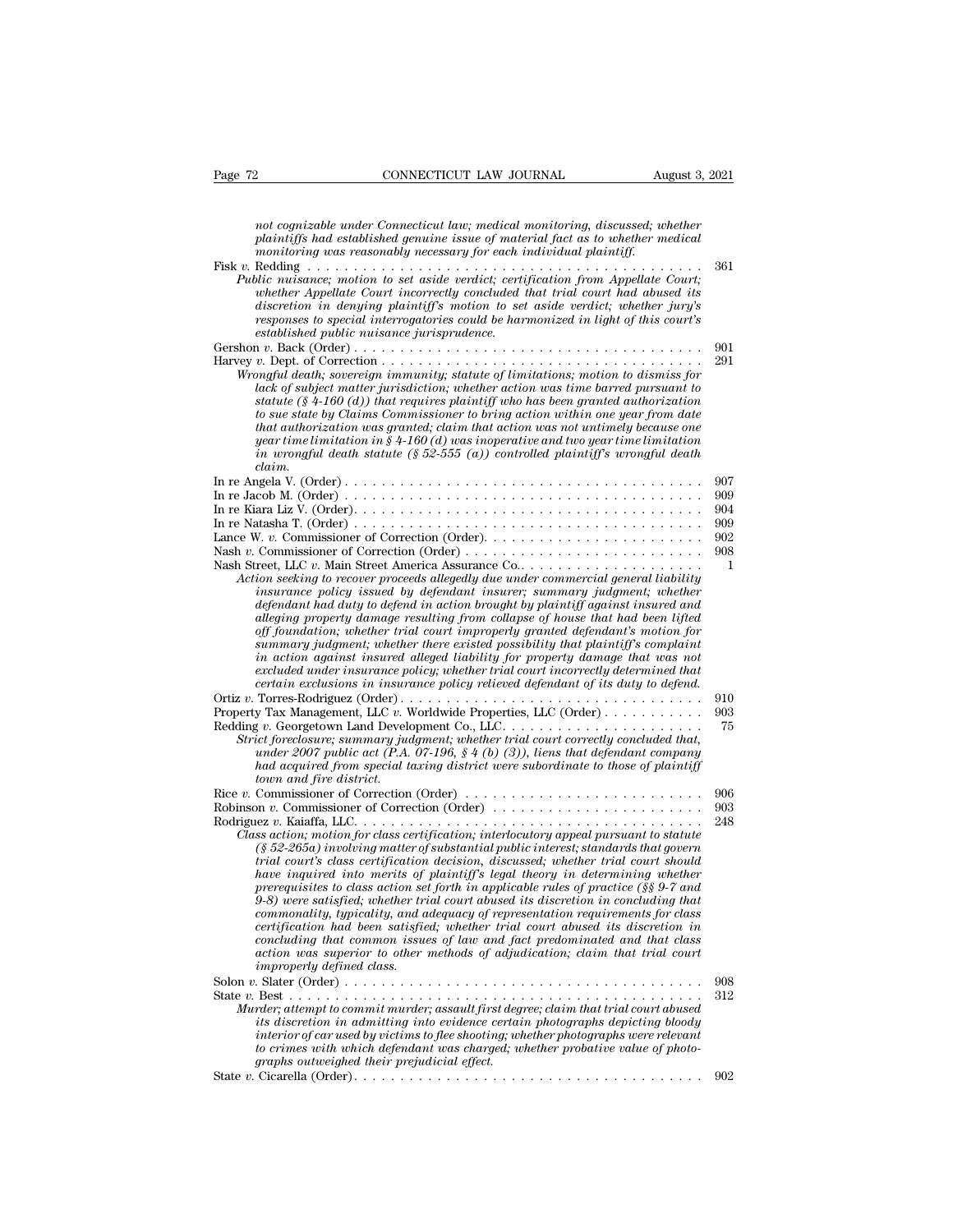*not cognizable under Connecticut law; medical monitoring, discussed; whether plaintiffs had established genuine issue of material fact as to whether medical monitoring was reasonably necessary for each individual plaintiff.*

Fisk *v.* Redding . . . . . . . . . . . . . . . . . . . . . . . . . . . . . . . . . . . . . . . . . 361

*Public nuisance; motion to set aside verdict; certification from Appellate Court; whether Appellate Court incorrectly concluded that trial court had abused its discretion in denying plaintiff's motion to set aside verdict; whether jury's responses to special interrogatories could be harmonized in light of this court's established public nuisance jurisprudence.*

Gershon *v.* Back (Order) . . . . . . . . . . . . . . . . . . . . . . . . . . . . . . . . . . . . 901

Harvey *v.* Dept. of Correction . . . . . . . . . . . . . . . . . . . . . . . . . . . . . . . . . 291

*Wrongful death; sovereign immunity; statute of limitations; motion to dismiss for lack of subject matter jurisdiction; whether action was time barred pursuant to statute (§ 4-160 (d)) that requires plaintiff who has been granted authorization to sue state by Claims Commissioner to bring action within one year from date that authorization was granted; claim that action was not untimely because one year time limitation in § 4-160 (d) was inoperative and two year time limitation in wrongful death statute (§ 52-555 (a)) controlled plaintiff's wrongful death claim.*

In re Angela V. (Order) . . . . . . . . . . . . . . . . . . . . . . . . . . . . . . . . . . . . . 907

In re Jacob M. (Order) . . . . . . . . . . . . . . . . . . . . . . . . . . . . . . . . . . . . . . 909

In re Kiara Liz V. (Order). . . . . . . . . . . . . . . . . . . . . . . . . . . . . . . . . . . . . 904

In re Natasha T. (Order) . . . . . . . . . . . . . . . . . . . . . . . . . . . . . . . . . . . . . 909

Lance W. *v.* Commissioner of Correction (Order). . . . . . . . . . . . . . . . . . . . . . . . 902

Nash *v.* Commissioner of Correction (Order) . . . . . . . . . . . . . . . . . . . . . . . . . 908

Nash Street, LLC *v.* Main Street America Assurance Co.. . . . . . . . . . . . . . . . . . . . 1

*Action seeking to recover proceeds allegedly due under commercial general liability insurance policy issued by defendant insurer; summary judgment; whether defendant had duty to defend in action brought by plaintiff against insured and alleging property damage resulting from collapse of house that had been lifted off foundation; whether trial court improperly granted defendant's motion for summary judgment; whether there existed possibility that plaintiff's complaint in action against insured alleged liability for property damage that was not excluded under insurance policy; whether trial court incorrectly determined that certain exclusions in insurance policy relieved defendant of its duty to defend.*

Ortiz *v.* Torres-Rodriguez (Order). . . . . . . . . . . . . . . . . . . . . . . . . . . . . . . . 910

Property Tax Management, LLC *v.* Worldwide Properties, LLC (Order) . . . . . . . . . . . 903

Redding *v.* Georgetown Land Development Co., LLC. . . . . . . . . . . . . . . . . . . . . . 75

*Strict foreclosure; summary judgment; whether trial court correctly concluded that, under 2007 public act (P.A. 07-196, § 4 (b) (3)), liens that defendant company had acquired from special taxing district were subordinate to those of plaintiff town and fire district.*

Rice *v.* Commissioner of Correction (Order) . . . . . . . . . . . . . . . . . . . . . . . . . 906

Robinson *v.* Commissioner of Correction (Order) . . . . . . . . . . . . . . . . . . . . . . . 903

Rodriguez *v.* Kaiaffa, LLC. . . . . . . . . . . . . . . . . . . . . . . . . . . . . . . . . . . . . 248

*Class action; motion for class certification; interlocutory appeal pursuant to statute (§ 52-265a) involving matter of substantial public interest; standards that govern trial court's class certification decision, discussed; whether trial court should have inquired into merits of plaintiff's legal theory in determining whether prerequisites to class action set forth in applicable rules of practice (§§ 9-7 and 9-8) were satisfied; whether trial court abused its discretion in concluding that commonality, typicality, and adequacy of representation requirements for class certification had been satisfied; whether trial court abused its discretion in concluding that common issues of law and fact predominated and that class action was superior to other methods of adjudication; claim that trial court improperly defined class.*

Solon *v.* Slater (Order) . . . . . . . . . . . . . . . . . . . . . . . . . . . . . . . . . . . . . 908

State *v.* Best . . . . . . . . . . . . . . . . . . . . . . . . . . . . . . . . . . . . . . . . . . . 312

*Murder; attempt to commit murder; assault first degree; claim that trial court abused its discretion in admitting into evidence certain photographs depicting bloody interior of car used by victims to flee shooting; whether photographs were relevant to crimes with which defendant was charged; whether probative value of photographs outweighed their prejudicial effect.*

State *v.* Cicarella (Order). . . . . . . . . . . . . . . . . . . . . . . . . . . . . . . . . . . . 902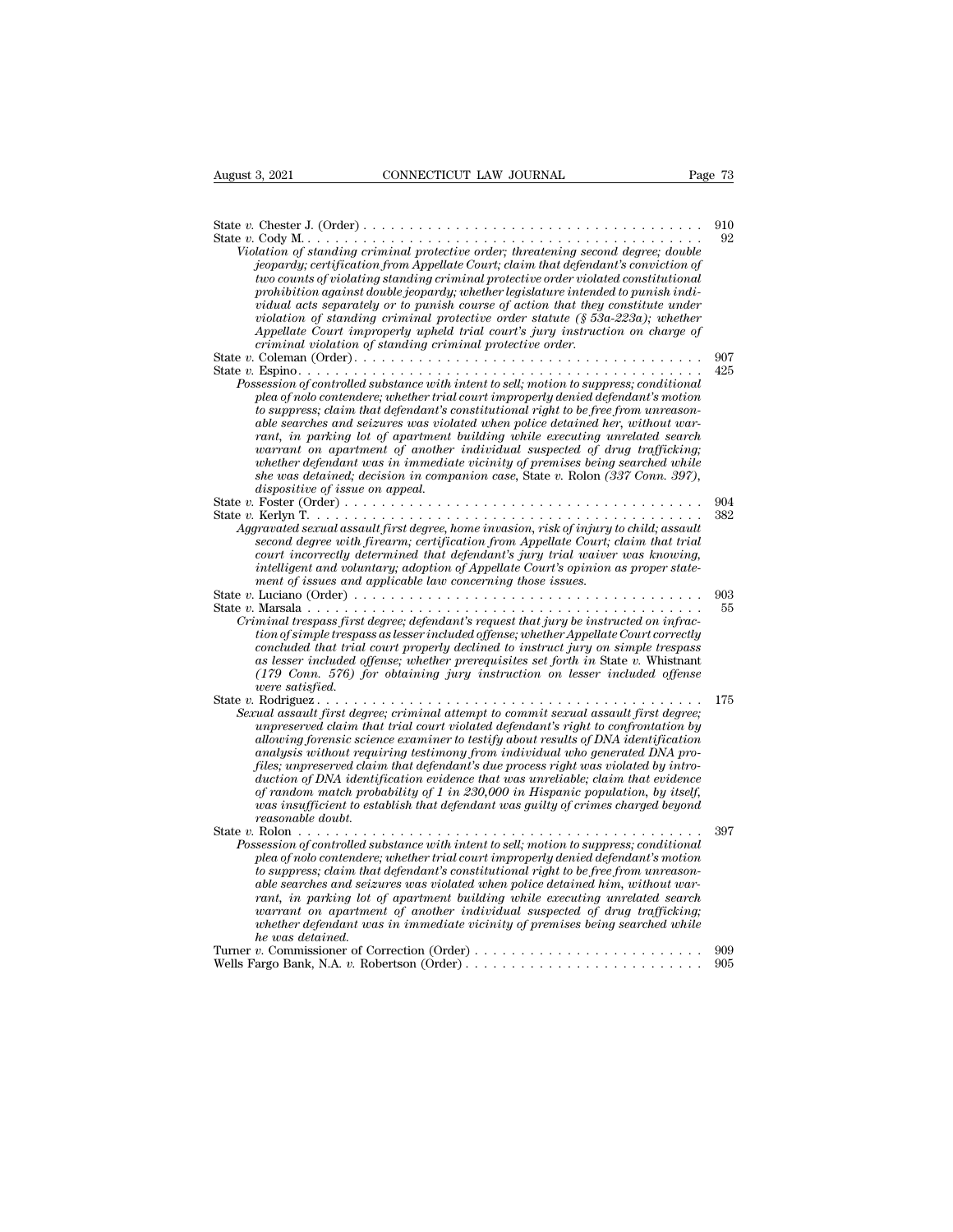State *v.* Chester J. (Order) . . . . . . . . . . . . . . . . . . . . . . . . . . . . . . . . . . . . 910

State *v.* Cody M. . . . . . . . . . . . . . . . . . . . . . . . . . . . . . . . . . . . . . . . . . 92

*Violation of standing criminal protective order; threatening second degree; double jeopardy; certification from Appellate Court; claim that defendant's conviction of two counts of violating standing criminal protective order violated constitutional prohibition against double jeopardy; whether legislature intended to punish individual acts separately or to punish course of action that they constitute under violation of standing criminal protective order statute (§ 53a-223a); whether Appellate Court improperly upheld trial court's jury instruction on charge of criminal violation of standing criminal protective order.*

State *v.* Coleman (Order) . . . . . . . . . . . . . . . . . . . . . . . . . . . . . . . . . . . . 907

State *v.* Espino . . . . . . . . . . . . . . . . . . . . . . . . . . . . . . . . . . . . . . . . . . 425

*Possession of controlled substance with intent to sell; motion to suppress; conditional plea of nolo contendere; whether trial court improperly denied defendant's motion to suppress; claim that defendant's constitutional right to be free from unreasonable searches and seizures was violated when police detained her, without warrant, in parking lot of apartment building while executing unrelated search warrant on apartment of another individual suspected of drug trafficking; whether defendant was in immediate vicinity of premises being searched while she was detained; decision in companion case,* State *v.* Rolon *(337 Conn. 397), dispositive of issue on appeal.*

State *v.* Foster (Order) . . . . . . . . . . . . . . . . . . . . . . . . . . . . . . . . . . . . 904

State *v.* Kerlyn T. . . . . . . . . . . . . . . . . . . . . . . . . . . . . . . . . . . . . . . . . 382

*Aggravated sexual assault first degree, home invasion, risk of injury to child; assault second degree with firearm; certification from Appellate Court; claim that trial court incorrectly determined that defendant's jury trial waiver was knowing, intelligent and voluntary; adoption of Appellate Court's opinion as proper statement of issues and applicable law concerning those issues.*

State *v.* Luciano (Order) . . . . . . . . . . . . . . . . . . . . . . . . . . . . . . . . . . . . 903

State *v.* Marsala . . . . . . . . . . . . . . . . . . . . . . . . . . . . . . . . . . . . . . . . . . 55

*Criminal trespass first degree; defendant's request that jury be instructed on infraction of simple trespass as lesser included offense; whether Appellate Court correctly concluded that trial court properly declined to instruct jury on simple trespass as lesser included offense; whether prerequisites set forth in* State *v.* Whistnant *(179 Conn. 576) for obtaining jury instruction on lesser included offense were satisfied.*

State *v.* Rodriguez . . . . . . . . . . . . . . . . . . . . . . . . . . . . . . . . . . . . . . . . 175

*Sexual assault first degree; criminal attempt to commit sexual assault first degree; unpreserved claim that trial court violated defendant's right to confrontation by allowing forensic science examiner to testify about results of DNA identification analysis without requiring testimony from individual who generated DNA profiles; unpreserved claim that defendant's due process right was violated by introduction of DNA identification evidence that was unreliable; claim that evidence of random match probability of 1 in 230,000 in Hispanic population, by itself, was insufficient to establish that defendant was guilty of crimes charged beyond reasonable doubt.*

State *v.* Rolon . . . . . . . . . . . . . . . . . . . . . . . . . . . . . . . . . . . . . . . . . . 397

*Possession of controlled substance with intent to sell; motion to suppress; conditional plea of nolo contendere; whether trial court improperly denied defendant's motion to suppress; claim that defendant's constitutional right to be free from unreasonable searches and seizures was violated when police detained him, without warrant, in parking lot of apartment building while executing unrelated search warrant on apartment of another individual suspected of drug trafficking; whether defendant was in immediate vicinity of premises being searched while he was detained.*

Turner *v.* Commissioner of Correction (Order) . . . . . . . . . . . . . . . . . . . . . . . . . 909

Wells Fargo Bank, N.A. *v.* Robertson (Order) . . . . . . . . . . . . . . . . . . . . . . . . . 905